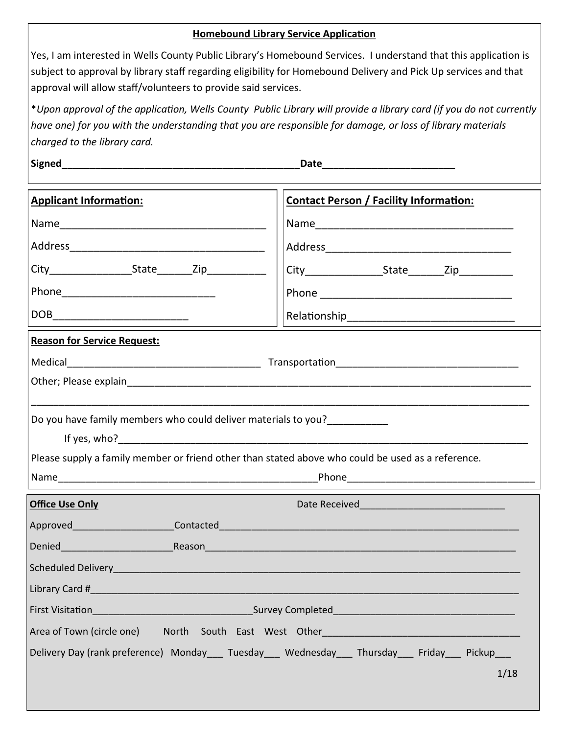**Homebound Library Service Application**

Yes, I am interested in Wells County Public Library's Homebound Services. I understand that this application is subject to approval by library staff regarding eligibility for Homebound Delivery and Pick Up services and that approval will allow staff/volunteers to provide said services.

*\*Upon approval of the application, Wells County Public Library will provide a library card (if you do not currently have one) for you with the understanding that you are responsible for damage, or loss of library materials charged to the library card.*

**Signed**\_\_\_\_\_\_\_\_\_\_\_\_\_\_\_\_\_\_\_\_\_\_\_\_\_\_\_\_\_\_\_\_\_\_\_\_\_\_\_\_\_\_\_\_**Date**\_\_\_\_\_\_\_\_\_\_\_\_\_\_\_\_\_\_\_\_\_\_\_\_

**Applicant Information:**

Name\_\_\_\_\_\_\_\_\_\_\_\_\_\_\_\_\_\_\_\_\_\_\_\_\_\_\_\_\_\_\_\_\_\_\_\_

Address\_\_\_\_\_\_\_\_\_\_\_\_\_\_\_\_\_\_\_\_\_\_\_\_\_\_\_\_\_\_\_\_\_\_

City\_\_\_\_\_\_\_\_\_\_\_\_\_\_State\_\_\_\_\_\_Zip\_\_\_\_\_\_\_\_\_\_

Phone\_\_\_\_\_\_\_\_\_\_\_\_\_\_\_\_\_\_\_\_\_\_\_\_\_\_\_

DOB\_\_\_\_\_\_\_\_\_\_\_\_\_\_\_\_\_\_\_\_\_\_\_\_

**Contact Person / Facility Information:**

Name\_\_\_\_\_\_\_\_\_\_\_\_\_\_\_\_\_\_\_\_\_\_\_\_\_\_\_\_\_\_\_\_\_\_\_

Address\_\_\_\_\_\_\_\_\_\_\_\_\_\_\_\_\_\_\_\_\_\_\_\_\_\_\_\_\_\_\_\_\_

City\_\_\_\_\_\_\_\_\_\_\_\_\_\_State\_\_\_\_\_\_Zip\_\_\_\_\_\_\_\_\_

Phone \_\_\_\_\_\_\_\_\_\_\_\_\_\_\_\_\_\_\_\_\_\_\_\_\_\_\_\_\_\_\_\_\_\_

Relationship\_\_\_\_\_\_\_\_\_\_\_\_\_\_\_\_\_\_\_\_\_\_\_\_\_\_\_\_\_

**Reason for Service Request:**

Medical\_\_\_\_\_\_\_\_\_\_\_\_\_\_\_\_\_\_\_\_\_\_\_\_\_\_\_\_\_\_\_\_\_\_\_\_ Transportation\_\_\_\_\_\_\_\_\_\_\_\_\_\_\_\_\_\_\_\_\_\_\_\_\_\_\_\_\_\_\_\_\_\_

Other; Please explain\_\_\_\_\_\_\_\_\_\_\_\_\_\_\_\_\_\_\_\_\_\_\_\_\_\_\_\_\_\_\_\_\_\_\_\_\_\_\_\_\_\_\_\_\_\_\_\_\_\_\_\_\_\_\_\_\_\_\_\_\_\_\_\_\_\_\_\_\_\_\_\_\_\_

\_\_\_\_\_\_\_\_\_\_\_\_\_\_\_\_\_\_\_\_\_\_\_\_\_\_\_\_\_\_\_\_\_\_\_\_\_\_\_\_\_\_\_\_\_\_\_\_\_\_\_\_\_\_\_\_\_\_\_\_\_\_\_\_\_\_\_\_\_\_\_\_\_\_\_\_\_\_\_\_\_\_\_\_\_\_\_\_\_\_\_\_

Do you have family members who could deliver materials to you?\_\_\_\_\_\_\_\_\_\_\_

If yes, who?\_\_\_\_\_\_\_\_\_\_\_\_\_\_\_\_\_\_\_\_\_\_\_\_\_\_\_\_\_\_\_\_\_\_\_\_\_\_\_\_\_\_\_\_\_\_\_\_\_\_\_\_\_\_\_\_\_\_\_\_\_\_\_\_\_\_\_\_\_\_\_\_\_\_\_\_\_\_

Please supply a family member or friend other than stated above who could be used as a reference.

Name\_\_\_\_\_\_\_\_\_\_\_\_\_\_\_\_\_\_\_\_\_\_\_\_\_\_\_\_\_\_\_\_\_\_\_\_\_\_\_\_\_\_\_\_\_\_\_\_Phone\_\_\_\_\_\_\_\_\_\_\_\_\_\_\_\_\_\_\_\_\_\_\_\_\_\_\_\_\_\_\_\_\_\_\_

**Office Use Only** Date Received\_\_\_\_\_\_\_\_\_\_\_\_\_\_\_\_\_\_\_\_\_\_\_\_\_\_\_

Approved\_\_\_\_\_\_\_\_\_\_\_\_\_\_\_\_\_\_\_Contacted\_\_\_\_\_\_\_\_\_\_\_\_\_\_\_\_\_\_\_\_\_\_\_\_\_\_\_\_\_\_\_\_\_\_\_\_\_\_\_\_\_\_\_\_\_\_\_\_\_\_\_\_\_\_\_\_\_\_

Denied\_\_\_\_\_\_\_\_\_\_\_\_\_\_\_\_\_\_\_\_\_Reason\_\_\_\_\_\_\_\_\_\_\_\_\_\_\_\_\_\_\_\_\_\_\_\_\_\_\_\_\_\_\_\_\_\_\_\_\_\_\_\_\_\_\_\_\_\_\_\_\_\_\_\_\_\_\_\_\_\_\_

Scheduled Delivery\_\_\_\_\_\_\_\_\_\_\_\_\_\_\_\_\_\_\_\_\_\_\_\_\_\_\_\_\_\_\_\_\_\_\_\_\_\_\_\_\_\_\_\_\_\_\_\_\_\_\_\_\_\_\_\_\_\_\_\_\_\_\_\_\_\_\_\_\_\_\_\_\_\_

Library Card #\_\_\_\_\_\_\_\_\_\_\_\_\_\_\_\_\_\_\_\_\_\_\_\_\_\_\_\_\_\_\_\_\_\_\_\_\_\_\_\_\_\_\_\_\_\_\_\_\_\_\_\_\_\_\_\_\_\_\_\_\_\_\_\_\_\_\_\_\_\_\_\_\_\_\_\_\_

First Visitation\_\_\_\_\_\_\_\_\_\_\_\_\_\_\_\_\_\_\_\_\_\_\_\_\_\_\_\_\_\_Survey Completed\_\_\_\_\_\_\_\_\_\_\_\_\_\_\_\_\_\_\_\_\_\_\_\_\_\_\_\_\_\_\_\_\_\_

Area of Town (circle one) North South East West Other\_\_\_\_\_\_\_\_\_\_\_\_\_\_\_\_\_\_\_\_\_\_\_\_\_\_\_\_\_\_\_\_\_\_\_\_\_

Delivery Day (rank preference) Monday\_\_\_ Tuesday\_\_\_ Wednesday\_\_\_ Thursday\_\_\_ Friday\_\_\_ Pickup\_\_\_

1/18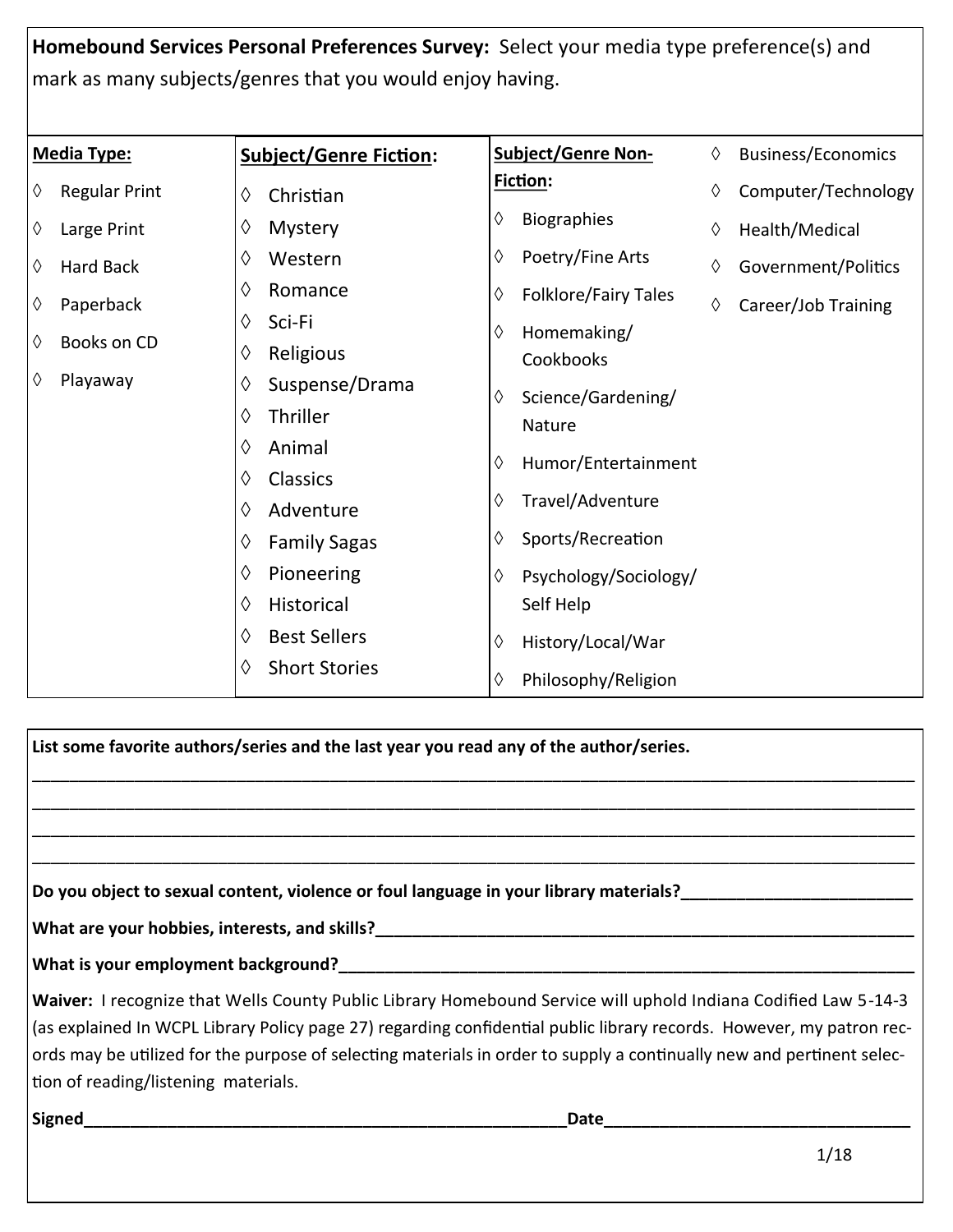**Homebound Services Personal Preferences Survey:** Select your media type preference(s) and mark as many subjects/genres that you would enjoy having.

**Media Type:**

- ◊ Regular Print
- ◊ Large Print
- ◊ Hard Back
- ◊ Paperback
- ◊ Books on CD
- ◊ Playaway

**Subject/Genre Fiction:**

- ◊ Christian
- ◊ Mystery
- ◊ Western
- ◊ Romance
- ◊ Sci-Fi
- ◊ Religious
- ◊ Suspense/Drama
- ◊ Thriller
- ◊ Animal
- ◊ Classics
- ◊ Adventure
- ◊ Family Sagas
- ◊ Pioneering
- ◊ Historical
- ◊ Best Sellers
- ◊ Short Stories

**Subject/Genre Non-Fiction:**

- ◊ Biographies
- ◊ Poetry/Fine Arts
- ◊ Folklore/Fairy Tales
- ◊ Homemaking/ Cookbooks
- ◊ Science/Gardening/ Nature
- ◊ Humor/Entertainment
- ◊ Travel/Adventure
- ◊ Sports/Recreation
- ◊ Psychology/Sociology/ Self Help
- ◊ History/Local/War
- ◊ Philosophy/Religion
- ◊ Business/Economics
- ◊ Computer/Technology
- ◊ Health/Medical
- ◊ Government/Politics
- ◊ Career/Job Training

**List some favorite authors/series and the last year you read any of the author/series.**

____________________________________________________________________________________________

____________________________________________________________________________________________

____________________________________________________________________________________________

____________________________________________________________________________________________

**Do you object to sexual content, violence or foul language in your library materials?**__________________________

**What are your hobbies, interests, and skills?**_________________________________________________________

**What is your employment background?**_____________________________________________________________

**Waiver:** I recognize that Wells County Public Library Homebound Service will uphold Indiana Codified Law 5-14-3 (as explained In WCPL Library Policy page 27) regarding confidential public library records. However, my patron records may be utilized for the purpose of selecting materials in order to supply a continually new and pertinent selection of reading/listening materials.

**Signed**______________________________________________________**Date**__________________________________

1/18